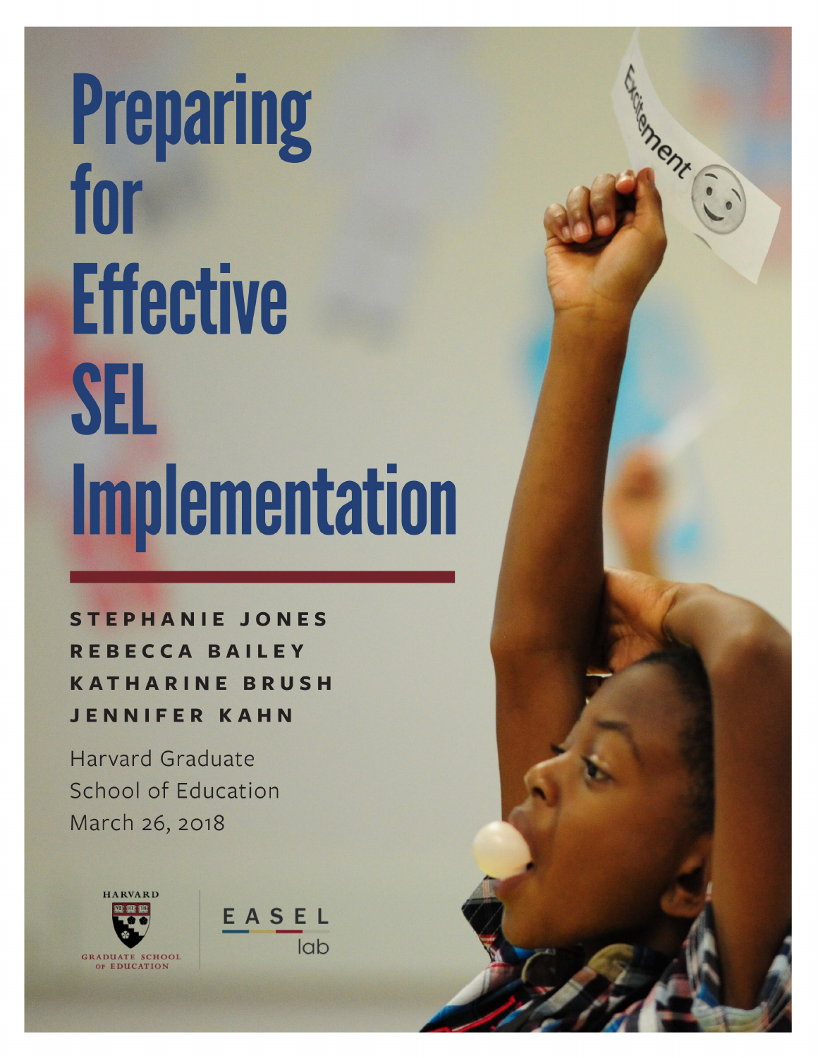# Preparing for Effective SEL Implementation

**STEPHANIE JONES**
**REBECCA BAILEY**
**KATHARINE BRUSH**
**JENNIFER KAHN**

Harvard Graduate School of Education
March 26, 2018

HARVARD GRADUATE SCHOOL OF EDUCATION

EASEL lab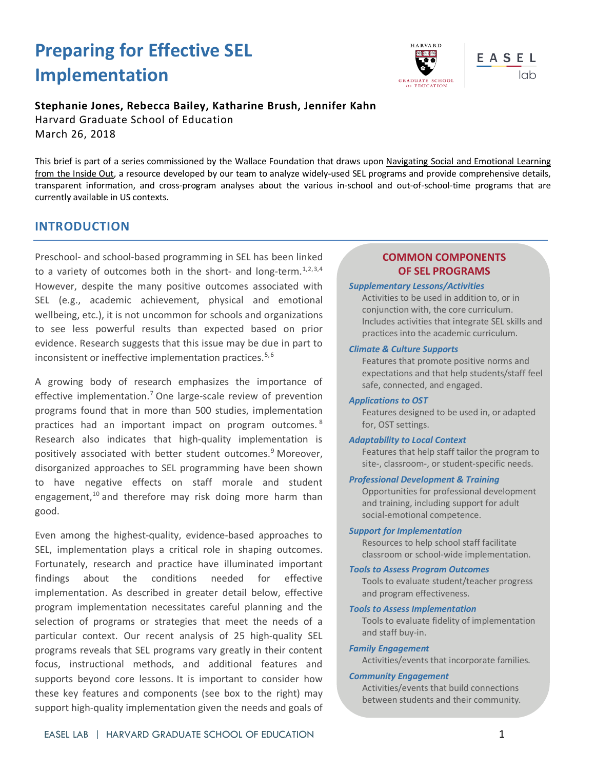# Preparing for Effective SEL Implementation

**Stephanie Jones, Rebecca Bailey, Katharine Brush, Jennifer Kahn**
Harvard Graduate School of Education
March 26, 2018

This brief is part of a series commissioned by the Wallace Foundation that draws upon Navigating Social and Emotional Learning from the Inside Out, a resource developed by our team to analyze widely-used SEL programs and provide comprehensive details, transparent information, and cross-program analyses about the various in-school and out-of-school-time programs that are currently available in US contexts.

## INTRODUCTION

Preschool- and school-based programming in SEL has been linked to a variety of outcomes both in the short- and long-term.[1,2,3,4] However, despite the many positive outcomes associated with SEL (e.g., academic achievement, physical and emotional wellbeing, etc.), it is not uncommon for schools and organizations to see less powerful results than expected based on prior evidence. Research suggests that this issue may be due in part to inconsistent or ineffective implementation practices.[5,6]

A growing body of research emphasizes the importance of effective implementation.[7] One large-scale review of prevention programs found that in more than 500 studies, implementation practices had an important impact on program outcomes.[8] Research also indicates that high-quality implementation is positively associated with better student outcomes.[9] Moreover, disorganized approaches to SEL programming have been shown to have negative effects on staff morale and student engagement,[10] and therefore may risk doing more harm than good.

Even among the highest-quality, evidence-based approaches to SEL, implementation plays a critical role in shaping outcomes. Fortunately, research and practice have illuminated important findings about the conditions needed for effective implementation. As described in greater detail below, effective program implementation necessitates careful planning and the selection of programs or strategies that meet the needs of a particular context. Our recent analysis of 25 high-quality SEL programs reveals that SEL programs vary greatly in their content focus, instructional methods, and additional features and supports beyond core lessons. It is important to consider how these key features and components (see box to the right) may support high-quality implementation given the needs and goals of

### COMMON COMPONENTS OF SEL PROGRAMS

***Supplementary Lessons/Activities***
Activities to be used in addition to, or in conjunction with, the core curriculum. Includes activities that integrate SEL skills and practices into the academic curriculum.

***Climate & Culture Supports***
Features that promote positive norms and expectations and that help students/staff feel safe, connected, and engaged.

***Applications to OST***
Features designed to be used in, or adapted for, OST settings.

***Adaptability to Local Context***
Features that help staff tailor the program to site-, classroom-, or student-specific needs.

***Professional Development & Training***
Opportunities for professional development and training, including support for adult social-emotional competence.

***Support for Implementation***
Resources to help school staff facilitate classroom or school-wide implementation.

***Tools to Assess Program Outcomes***
Tools to evaluate student/teacher progress and program effectiveness.

***Tools to Assess Implementation***
Tools to evaluate fidelity of implementation and staff buy-in.

***Family Engagement***
Activities/events that incorporate families.

***Community Engagement***
Activities/events that build connections between students and their community.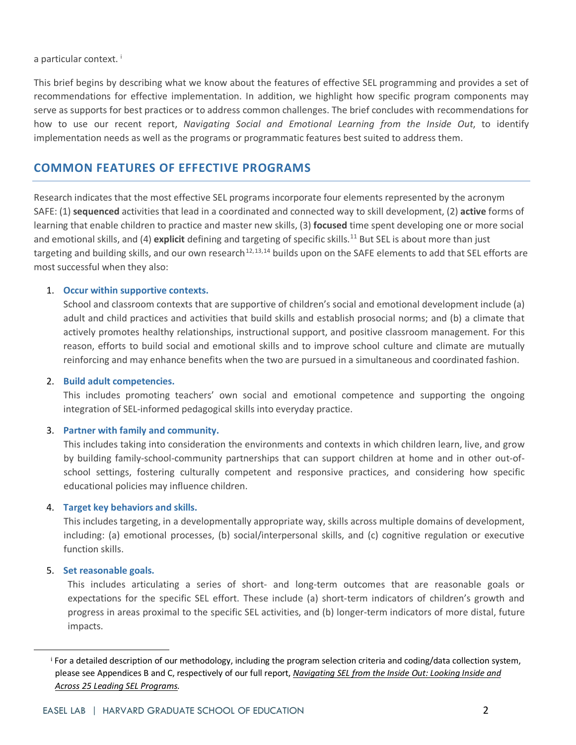a particular context. [i]

This brief begins by describing what we know about the features of effective SEL programming and provides a set of recommendations for effective implementation. In addition, we highlight how specific program components may serve as supports for best practices or to address common challenges. The brief concludes with recommendations for how to use our recent report, *Navigating Social and Emotional Learning from the Inside Out*, to identify implementation needs as well as the programs or programmatic features best suited to address them.

## COMMON FEATURES OF EFFECTIVE PROGRAMS

Research indicates that the most effective SEL programs incorporate four elements represented by the acronym SAFE: (1) **sequenced** activities that lead in a coordinated and connected way to skill development, (2) **active** forms of learning that enable children to practice and master new skills, (3) **focused** time spent developing one or more social and emotional skills, and (4) **explicit** defining and targeting of specific skills.[11] But SEL is about more than just targeting and building skills, and our own research[12,13,14] builds upon on the SAFE elements to add that SEL efforts are most successful when they also:

1. **Occur within supportive contexts.**
   School and classroom contexts that are supportive of children's social and emotional development include (a) adult and child practices and activities that build skills and establish prosocial norms; and (b) a climate that actively promotes healthy relationships, instructional support, and positive classroom management. For this reason, efforts to build social and emotional skills and to improve school culture and climate are mutually reinforcing and may enhance benefits when the two are pursued in a simultaneous and coordinated fashion.

2. **Build adult competencies.**
   This includes promoting teachers' own social and emotional competence and supporting the ongoing integration of SEL-informed pedagogical skills into everyday practice.

3. **Partner with family and community.**
   This includes taking into consideration the environments and contexts in which children learn, live, and grow by building family-school-community partnerships that can support children at home and in other out-of-school settings, fostering culturally competent and responsive practices, and considering how specific educational policies may influence children.

4. **Target key behaviors and skills.**
   This includes targeting, in a developmentally appropriate way, skills across multiple domains of development, including: (a) emotional processes, (b) social/interpersonal skills, and (c) cognitive regulation or executive function skills.

5. **Set reasonable goals.**
   This includes articulating a series of short- and long-term outcomes that are reasonable goals or expectations for the specific SEL effort. These include (a) short-term indicators of children's growth and progress in areas proximal to the specific SEL activities, and (b) longer-term indicators of more distal, future impacts.

---

[i] For a detailed description of our methodology, including the program selection criteria and coding/data collection system, please see Appendices B and C, respectively of our full report, *Navigating SEL from the Inside Out: Looking Inside and Across 25 Leading SEL Programs*.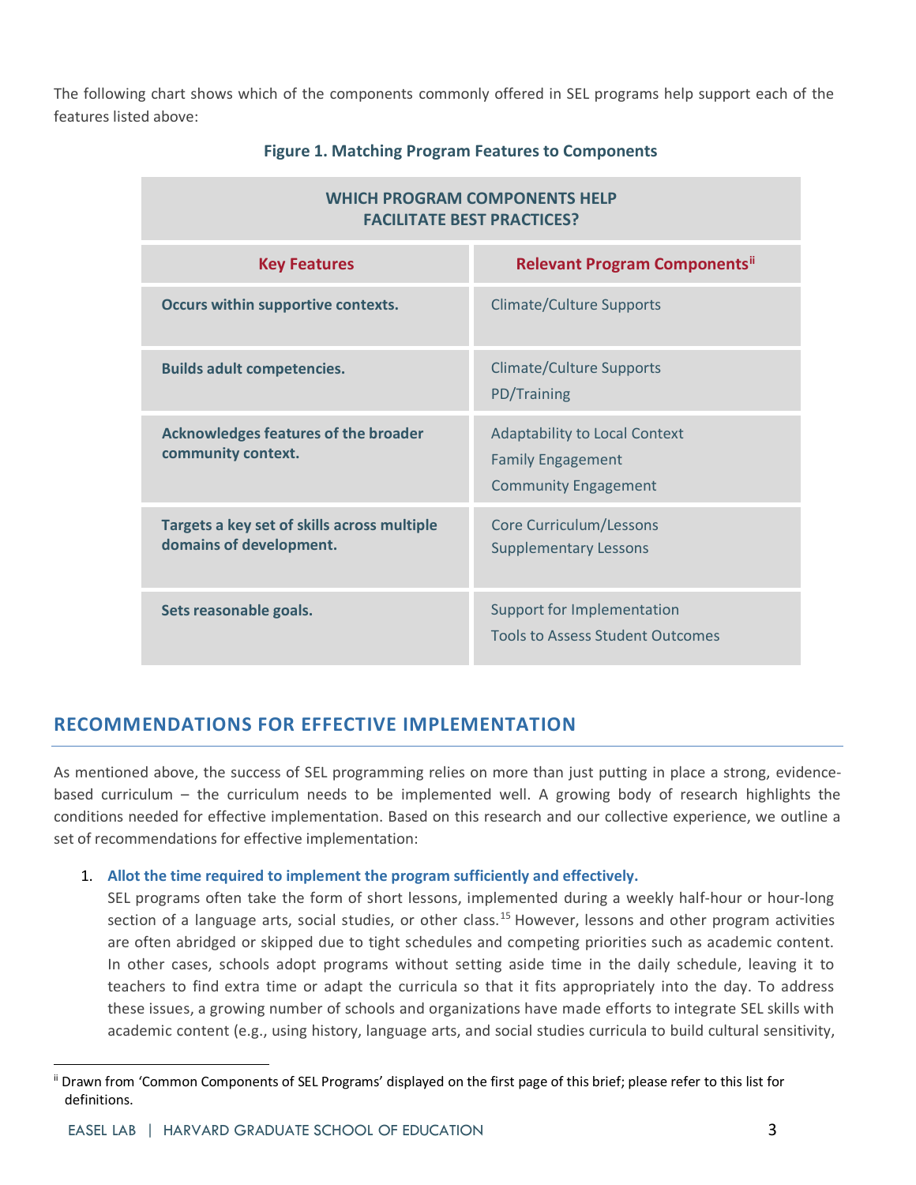The following chart shows which of the components commonly offered in SEL programs help support each of the features listed above:

**Figure 1. Matching Program Features to Components**

| WHICH PROGRAM COMPONENTS HELP FACILITATE BEST PRACTICES? | |
|---|---|
| **Key Features** | **Relevant Program Components**[ii] |
| **Occurs within supportive contexts.** | Climate/Culture Supports |
| **Builds adult competencies.** | Climate/Culture Supports<br>PD/Training |
| **Acknowledges features of the broader community context.** | Adaptability to Local Context<br>Family Engagement<br>Community Engagement |
| **Targets a key set of skills across multiple domains of development.** | Core Curriculum/Lessons<br>Supplementary Lessons |
| **Sets reasonable goals.** | Support for Implementation<br>Tools to Assess Student Outcomes |

## RECOMMENDATIONS FOR EFFECTIVE IMPLEMENTATION

As mentioned above, the success of SEL programming relies on more than just putting in place a strong, evidence-based curriculum – the curriculum needs to be implemented well. A growing body of research highlights the conditions needed for effective implementation. Based on this research and our collective experience, we outline a set of recommendations for effective implementation:

1. **Allot the time required to implement the program sufficiently and effectively.**
   SEL programs often take the form of short lessons, implemented during a weekly half-hour or hour-long section of a language arts, social studies, or other class.[15] However, lessons and other program activities are often abridged or skipped due to tight schedules and competing priorities such as academic content. In other cases, schools adopt programs without setting aside time in the daily schedule, leaving it to teachers to find extra time or adapt the curricula so that it fits appropriately into the day. To address these issues, a growing number of schools and organizations have made efforts to integrate SEL skills with academic content (e.g., using history, language arts, and social studies curricula to build cultural sensitivity,

[ii] Drawn from 'Common Components of SEL Programs' displayed on the first page of this brief; please refer to this list for definitions.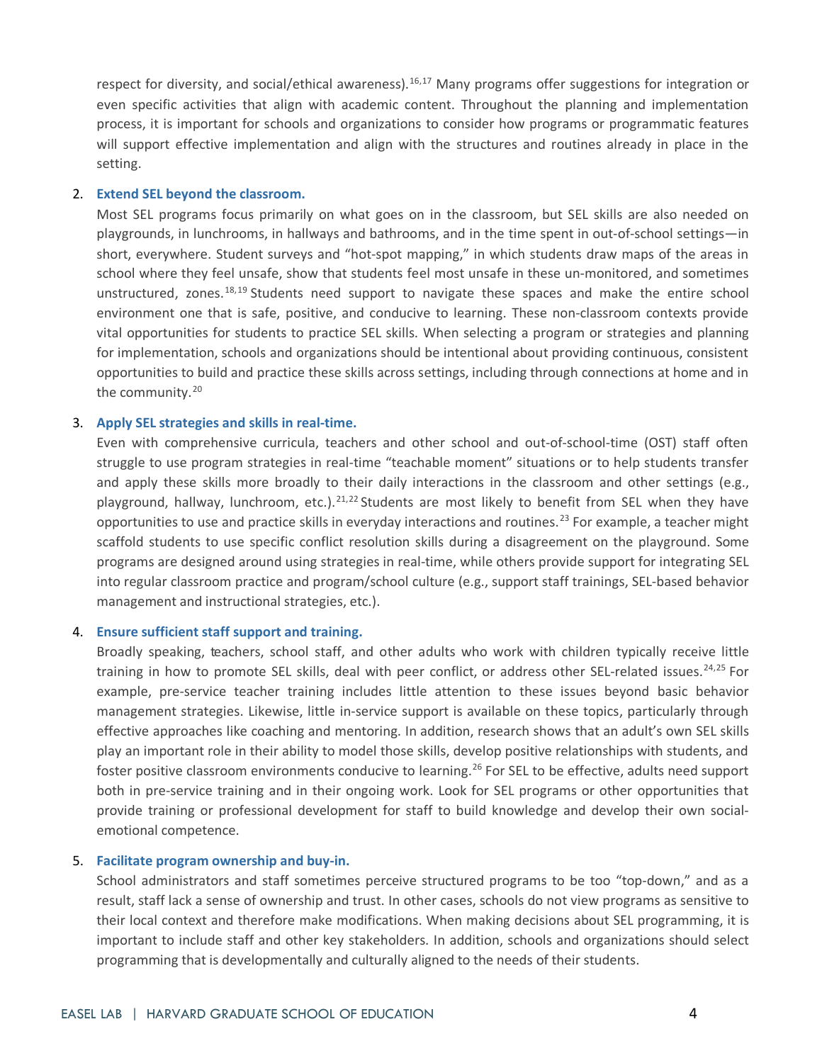respect for diversity, and social/ethical awareness).[16,17] Many programs offer suggestions for integration or even specific activities that align with academic content. Throughout the planning and implementation process, it is important for schools and organizations to consider how programs or programmatic features will support effective implementation and align with the structures and routines already in place in the setting.

2. **Extend SEL beyond the classroom.**
   Most SEL programs focus primarily on what goes on in the classroom, but SEL skills are also needed on playgrounds, in lunchrooms, in hallways and bathrooms, and in the time spent in out-of-school settings—in short, everywhere. Student surveys and "hot-spot mapping," in which students draw maps of the areas in school where they feel unsafe, show that students feel most unsafe in these un-monitored, and sometimes unstructured, zones.[18,19] Students need support to navigate these spaces and make the entire school environment one that is safe, positive, and conducive to learning. These non-classroom contexts provide vital opportunities for students to practice SEL skills. When selecting a program or strategies and planning for implementation, schools and organizations should be intentional about providing continuous, consistent opportunities to build and practice these skills across settings, including through connections at home and in the community.[20]

3. **Apply SEL strategies and skills in real-time.**
   Even with comprehensive curricula, teachers and other school and out-of-school-time (OST) staff often struggle to use program strategies in real-time "teachable moment" situations or to help students transfer and apply these skills more broadly to their daily interactions in the classroom and other settings (e.g., playground, hallway, lunchroom, etc.).[21,22] Students are most likely to benefit from SEL when they have opportunities to use and practice skills in everyday interactions and routines.[23] For example, a teacher might scaffold students to use specific conflict resolution skills during a disagreement on the playground. Some programs are designed around using strategies in real-time, while others provide support for integrating SEL into regular classroom practice and program/school culture (e.g., support staff trainings, SEL-based behavior management and instructional strategies, etc.).

4. **Ensure sufficient staff support and training.**
   Broadly speaking, teachers, school staff, and other adults who work with children typically receive little training in how to promote SEL skills, deal with peer conflict, or address other SEL-related issues.[24,25] For example, pre-service teacher training includes little attention to these issues beyond basic behavior management strategies. Likewise, little in-service support is available on these topics, particularly through effective approaches like coaching and mentoring. In addition, research shows that an adult's own SEL skills play an important role in their ability to model those skills, develop positive relationships with students, and foster positive classroom environments conducive to learning.[26] For SEL to be effective, adults need support both in pre-service training and in their ongoing work. Look for SEL programs or other opportunities that provide training or professional development for staff to build knowledge and develop their own social-emotional competence.

5. **Facilitate program ownership and buy-in.**
   School administrators and staff sometimes perceive structured programs to be too "top-down," and as a result, staff lack a sense of ownership and trust. In other cases, schools do not view programs as sensitive to their local context and therefore make modifications. When making decisions about SEL programming, it is important to include staff and other key stakeholders. In addition, schools and organizations should select programming that is developmentally and culturally aligned to the needs of their students.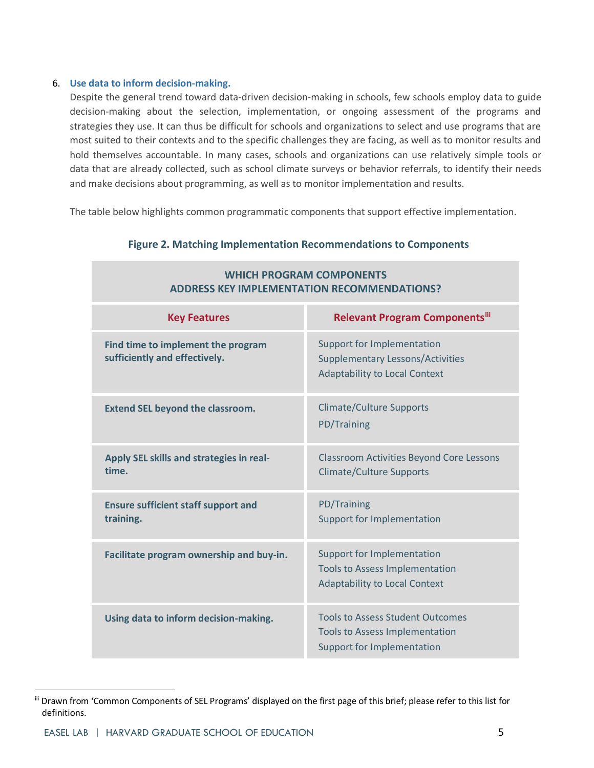6. **Use data to inform decision-making.**
   Despite the general trend toward data-driven decision-making in schools, few schools employ data to guide decision-making about the selection, implementation, or ongoing assessment of the programs and strategies they use. It can thus be difficult for schools and organizations to select and use programs that are most suited to their contexts and to the specific challenges they are facing, as well as to monitor results and hold themselves accountable. In many cases, schools and organizations can use relatively simple tools or data that are already collected, such as school climate surveys or behavior referrals, to identify their needs and make decisions about programming, as well as to monitor implementation and results.

   The table below highlights common programmatic components that support effective implementation.

**Figure 2. Matching Implementation Recommendations to Components**

| WHICH PROGRAM COMPONENTS ADDRESS KEY IMPLEMENTATION RECOMMENDATIONS? | |
|---|---|
| **Key Features** | **Relevant Program Components**[iii] |
| **Find time to implement the program sufficiently and effectively.** | Support for Implementation<br>Supplementary Lessons/Activities<br>Adaptability to Local Context |
| **Extend SEL beyond the classroom.** | Climate/Culture Supports<br>PD/Training |
| **Apply SEL skills and strategies in real-time.** | Classroom Activities Beyond Core Lessons<br>Climate/Culture Supports |
| **Ensure sufficient staff support and training.** | PD/Training<br>Support for Implementation |
| **Facilitate program ownership and buy-in.** | Support for Implementation<br>Tools to Assess Implementation<br>Adaptability to Local Context |
| **Using data to inform decision-making.** | Tools to Assess Student Outcomes<br>Tools to Assess Implementation<br>Support for Implementation |

[iii] Drawn from 'Common Components of SEL Programs' displayed on the first page of this brief; please refer to this list for definitions.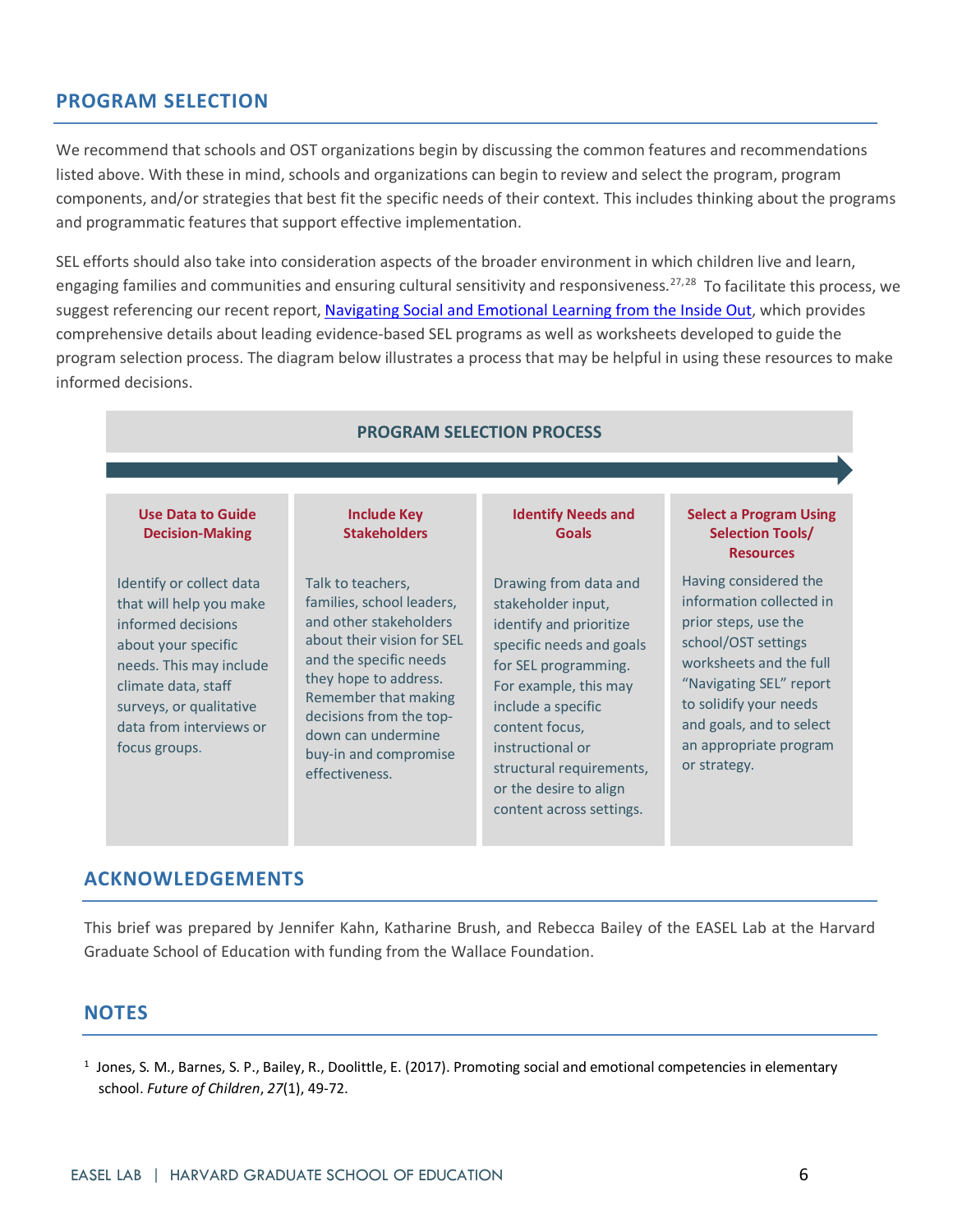## PROGRAM SELECTION

We recommend that schools and OST organizations begin by discussing the common features and recommendations listed above. With these in mind, schools and organizations can begin to review and select the program, program components, and/or strategies that best fit the specific needs of their context. This includes thinking about the programs and programmatic features that support effective implementation.

SEL efforts should also take into consideration aspects of the broader environment in which children live and learn, engaging families and communities and ensuring cultural sensitivity and responsiveness.[27,28] To facilitate this process, we suggest referencing our recent report, Navigating Social and Emotional Learning from the Inside Out, which provides comprehensive details about leading evidence-based SEL programs as well as worksheets developed to guide the program selection process. The diagram below illustrates a process that may be helpful in using these resources to make informed decisions.

### PROGRAM SELECTION PROCESS

| Use Data to Guide Decision-Making | Include Key Stakeholders | Identify Needs and Goals | Select a Program Using Selection Tools/ Resources |
|---|---|---|---|
| Identify or collect data that will help you make informed decisions about your specific needs. This may include climate data, staff surveys, or qualitative data from interviews or focus groups. | Talk to teachers, families, school leaders, and other stakeholders about their vision for SEL and the specific needs they hope to address. Remember that making decisions from the top-down can undermine buy-in and compromise effectiveness. | Drawing from data and stakeholder input, identify and prioritize specific needs and goals for SEL programming. For example, this may include a specific content focus, instructional or structural requirements, or the desire to align content across settings. | Having considered the information collected in prior steps, use the school/OST settings worksheets and the full "Navigating SEL" report to solidify your needs and goals, and to select an appropriate program or strategy. |

## ACKNOWLEDGEMENTS

This brief was prepared by Jennifer Kahn, Katharine Brush, and Rebecca Bailey of the EASEL Lab at the Harvard Graduate School of Education with funding from the Wallace Foundation.

## NOTES

1. Jones, S. M., Barnes, S. P., Bailey, R., Doolittle, E. (2017). Promoting social and emotional competencies in elementary school. *Future of Children*, *27*(1), 49-72.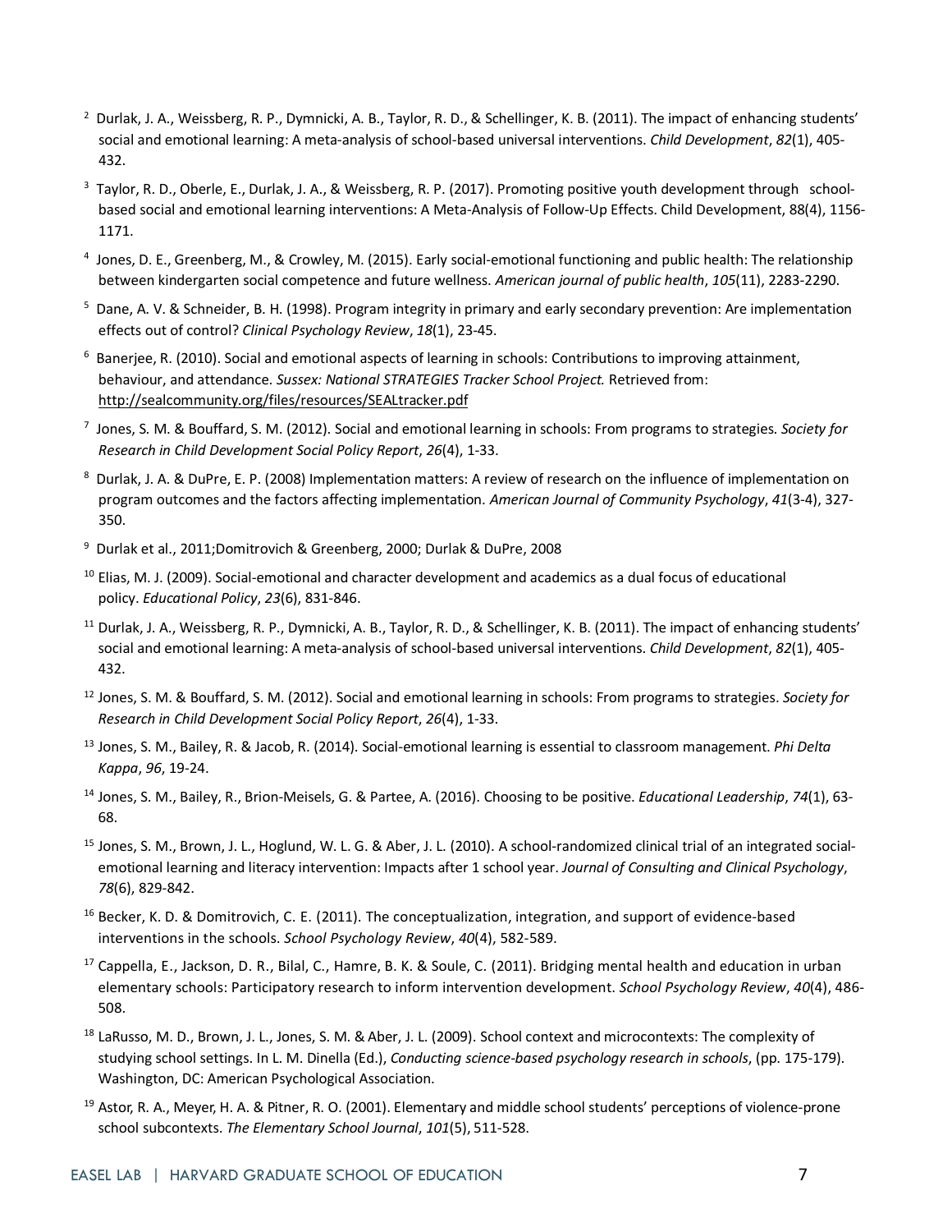[2] Durlak, J. A., Weissberg, R. P., Dymnicki, A. B., Taylor, R. D., & Schellinger, K. B. (2011). The impact of enhancing students' social and emotional learning: A meta-analysis of school-based universal interventions. *Child Development*, *82*(1), 405-432.

[3] Taylor, R. D., Oberle, E., Durlak, J. A., & Weissberg, R. P. (2017). Promoting positive youth development through school-based social and emotional learning interventions: A Meta-Analysis of Follow-Up Effects. Child Development, 88(4), 1156-1171.

[4] Jones, D. E., Greenberg, M., & Crowley, M. (2015). Early social-emotional functioning and public health: The relationship between kindergarten social competence and future wellness. *American journal of public health*, *105*(11), 2283-2290.

[5] Dane, A. V. & Schneider, B. H. (1998). Program integrity in primary and early secondary prevention: Are implementation effects out of control? *Clinical Psychology Review*, *18*(1), 23-45.

[6] Banerjee, R. (2010). Social and emotional aspects of learning in schools: Contributions to improving attainment, behaviour, and attendance. *Sussex: National STRATEGIES Tracker School Project.* Retrieved from: http://sealcommunity.org/files/resources/SEALtracker.pdf

[7] Jones, S. M. & Bouffard, S. M. (2012). Social and emotional learning in schools: From programs to strategies. *Society for Research in Child Development Social Policy Report*, *26*(4), 1-33.

[8] Durlak, J. A. & DuPre, E. P. (2008) Implementation matters: A review of research on the influence of implementation on program outcomes and the factors affecting implementation. *American Journal of Community Psychology*, *41*(3-4), 327-350.

[9] Durlak et al., 2011;Domitrovich & Greenberg, 2000; Durlak & DuPre, 2008

[10] Elias, M. J. (2009). Social-emotional and character development and academics as a dual focus of educational policy. *Educational Policy*, *23*(6), 831-846.

[11] Durlak, J. A., Weissberg, R. P., Dymnicki, A. B., Taylor, R. D., & Schellinger, K. B. (2011). The impact of enhancing students' social and emotional learning: A meta-analysis of school-based universal interventions. *Child Development*, *82*(1), 405-432.

[12] Jones, S. M. & Bouffard, S. M. (2012). Social and emotional learning in schools: From programs to strategies. *Society for Research in Child Development Social Policy Report*, *26*(4), 1-33.

[13] Jones, S. M., Bailey, R. & Jacob, R. (2014). Social-emotional learning is essential to classroom management. *Phi Delta Kappa*, *96*, 19-24.

[14] Jones, S. M., Bailey, R., Brion-Meisels, G. & Partee, A. (2016). Choosing to be positive. *Educational Leadership*, *74*(1), 63-68.

[15] Jones, S. M., Brown, J. L., Hoglund, W. L. G. & Aber, J. L. (2010). A school-randomized clinical trial of an integrated social-emotional learning and literacy intervention: Impacts after 1 school year. *Journal of Consulting and Clinical Psychology*, *78*(6), 829-842.

[16] Becker, K. D. & Domitrovich, C. E. (2011). The conceptualization, integration, and support of evidence-based interventions in the schools. *School Psychology Review*, *40*(4), 582-589.

[17] Cappella, E., Jackson, D. R., Bilal, C., Hamre, B. K. & Soule, C. (2011). Bridging mental health and education in urban elementary schools: Participatory research to inform intervention development. *School Psychology Review*, *40*(4), 486-508.

[18] LaRusso, M. D., Brown, J. L., Jones, S. M. & Aber, J. L. (2009). School context and microcontexts: The complexity of studying school settings. In L. M. Dinella (Ed.), *Conducting science-based psychology research in schools*, (pp. 175-179). Washington, DC: American Psychological Association.

[19] Astor, R. A., Meyer, H. A. & Pitner, R. O. (2001). Elementary and middle school students' perceptions of violence-prone school subcontexts. *The Elementary School Journal*, *101*(5), 511-528.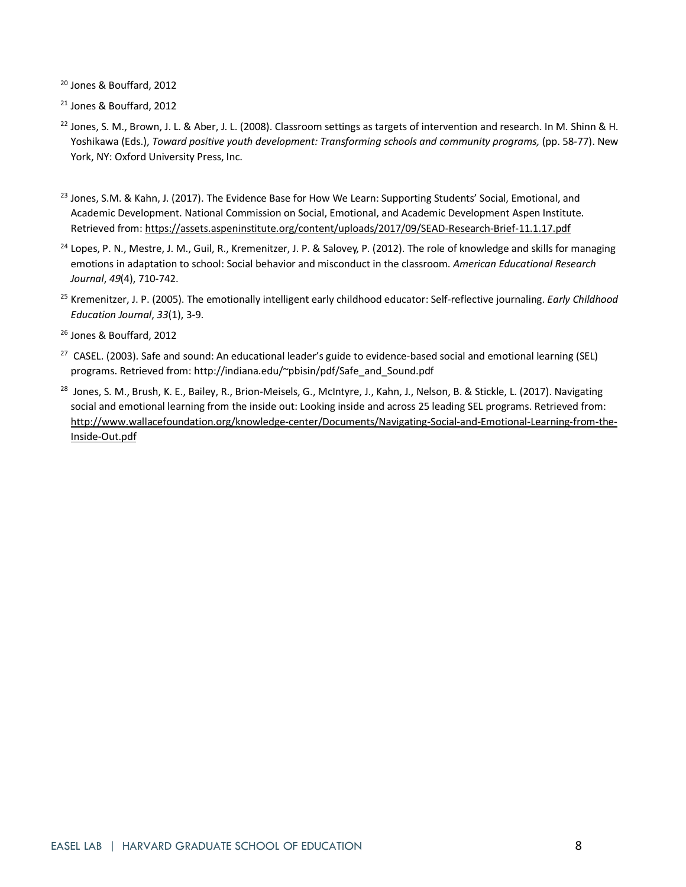[20] Jones & Bouffard, 2012

[21] Jones & Bouffard, 2012

[22] Jones, S. M., Brown, J. L. & Aber, J. L. (2008). Classroom settings as targets of intervention and research. In M. Shinn & H. Yoshikawa (Eds.), *Toward positive youth development: Transforming schools and community programs,* (pp. 58-77). New York, NY: Oxford University Press, Inc.

[23] Jones, S.M. & Kahn, J. (2017). The Evidence Base for How We Learn: Supporting Students' Social, Emotional, and Academic Development. National Commission on Social, Emotional, and Academic Development Aspen Institute. Retrieved from: https://assets.aspeninstitute.org/content/uploads/2017/09/SEAD-Research-Brief-11.1.17.pdf

[24] Lopes, P. N., Mestre, J. M., Guil, R., Kremenitzer, J. P. & Salovey, P. (2012). The role of knowledge and skills for managing emotions in adaptation to school: Social behavior and misconduct in the classroom. *American Educational Research Journal*, *49*(4), 710-742.

[25] Kremenitzer, J. P. (2005). The emotionally intelligent early childhood educator: Self-reflective journaling. *Early Childhood Education Journal*, *33*(1), 3-9.

[26] Jones & Bouffard, 2012

[27] CASEL. (2003). Safe and sound: An educational leader's guide to evidence-based social and emotional learning (SEL) programs. Retrieved from: http://indiana.edu/~pbisin/pdf/Safe_and_Sound.pdf

[28] Jones, S. M., Brush, K. E., Bailey, R., Brion-Meisels, G., McIntyre, J., Kahn, J., Nelson, B. & Stickle, L. (2017). Navigating social and emotional learning from the inside out: Looking inside and across 25 leading SEL programs. Retrieved from: http://www.wallacefoundation.org/knowledge-center/Documents/Navigating-Social-and-Emotional-Learning-from-the-Inside-Out.pdf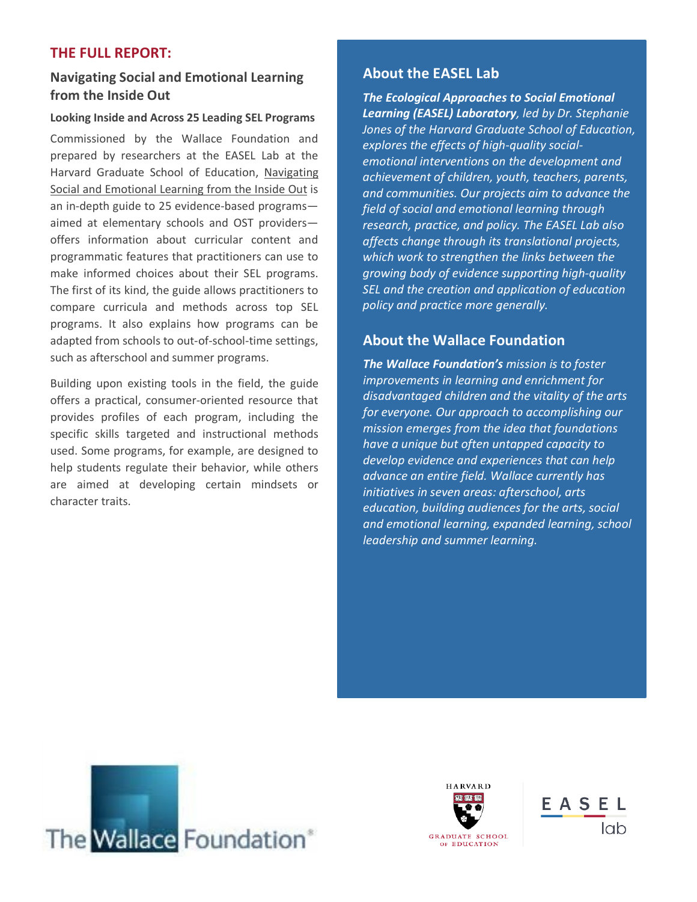## THE FULL REPORT:

### Navigating Social and Emotional Learning from the Inside Out

**Looking Inside and Across 25 Leading SEL Programs**

Commissioned by the Wallace Foundation and prepared by researchers at the EASEL Lab at the Harvard Graduate School of Education, Navigating Social and Emotional Learning from the Inside Out is an in-depth guide to 25 evidence-based programs—aimed at elementary schools and OST providers—offers information about curricular content and programmatic features that practitioners can use to make informed choices about their SEL programs. The first of its kind, the guide allows practitioners to compare curricula and methods across top SEL programs. It also explains how programs can be adapted from schools to out-of-school-time settings, such as afterschool and summer programs.

Building upon existing tools in the field, the guide offers a practical, consumer-oriented resource that provides profiles of each program, including the specific skills targeted and instructional methods used. Some programs, for example, are designed to help students regulate their behavior, while others are aimed at developing certain mindsets or character traits.

### About the EASEL Lab

*__The Ecological Approaches to Social Emotional Learning (EASEL) Laboratory__, led by Dr. Stephanie Jones of the Harvard Graduate School of Education, explores the effects of high-quality social-emotional interventions on the development and achievement of children, youth, teachers, parents, and communities. Our projects aim to advance the field of social and emotional learning through research, practice, and policy. The EASEL Lab also affects change through its translational projects, which work to strengthen the links between the growing body of evidence supporting high-quality SEL and the creation and application of education policy and practice more generally.*

### About the Wallace Foundation

*__The Wallace Foundation's__ mission is to foster improvements in learning and enrichment for disadvantaged children and the vitality of the arts for everyone. Our approach to accomplishing our mission emerges from the idea that foundations have a unique but often untapped capacity to develop evidence and experiences that can help advance an entire field. Wallace currently has initiatives in seven areas: afterschool, arts education, building audiences for the arts, social and emotional learning, expanded learning, school leadership and summer learning.*

The Wallace Foundation®

HARVARD GRADUATE SCHOOL OF EDUCATION

EASEL lab